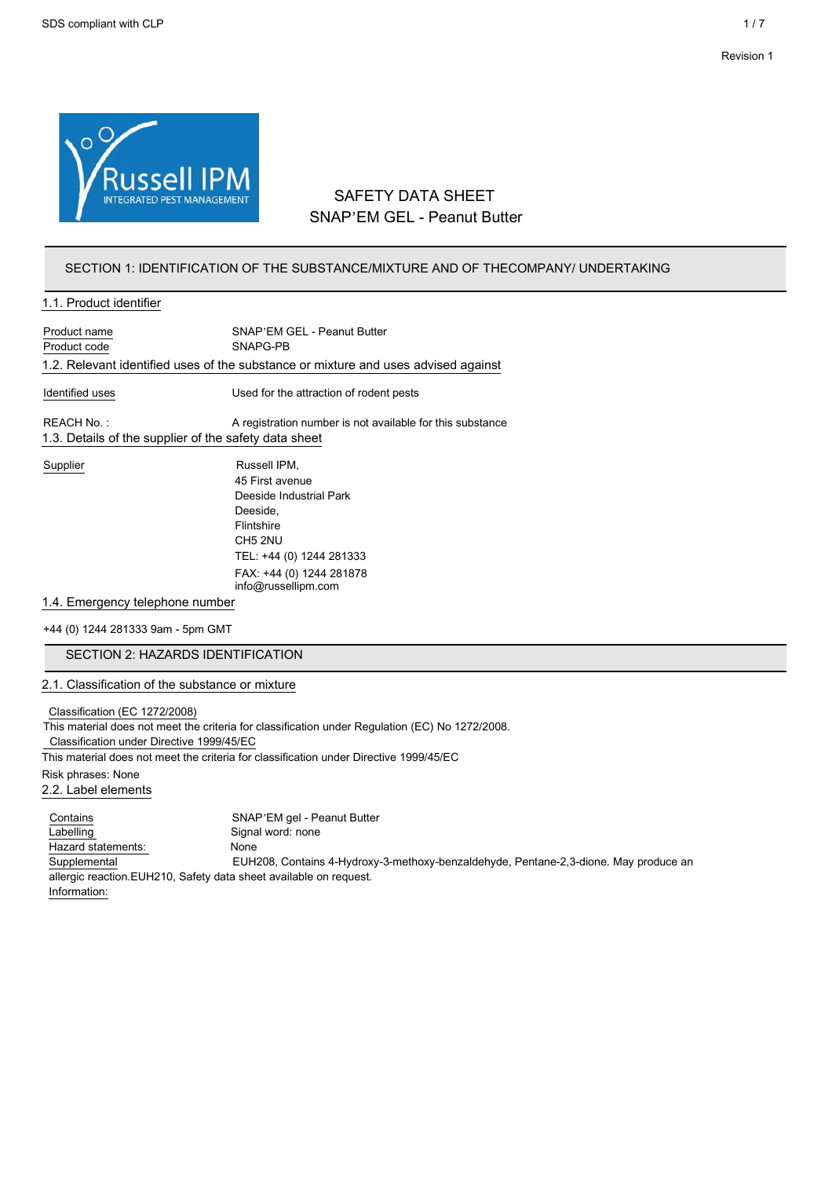Revision 1

# SAFETY DATA SHEET
## SNAP'EM GEL - Peanut Butter

## SECTION 1: IDENTIFICATION OF THE SUBSTANCE/MIXTURE AND OF THECOMPANY/ UNDERTAKING

### 1.1. Product identifier

| | |
|---|---|
| Product name | SNAP'EM GEL - Peanut Butter |
| Product code | SNAPG-PB |

### 1.2. Relevant identified uses of the substance or mixture and uses advised against

| | |
|---|---|
| Identified uses | Used for the attraction of rodent pests |
| REACH No. : | A registration number is not available for this substance |

### 1.3. Details of the supplier of the safety data sheet

Supplier

Russell IPM,
45 First avenue
Deeside Industrial Park
Deeside,
Flintshire
CH5 2NU
TEL: +44 (0) 1244 281333
FAX: +44 (0) 1244 281878
info@russellipm.com

### 1.4. Emergency telephone number

+44 (0) 1244 281333 9am - 5pm GMT

## SECTION 2: HAZARDS IDENTIFICATION

### 2.1. Classification of the substance or mixture

Classification (EC 1272/2008)

This material does not meet the criteria for classification under Regulation (EC) No 1272/2008.

Classification under Directive 1999/45/EC

This material does not meet the criteria for classification under Directive 1999/45/EC

Risk phrases: None

### 2.2. Label elements

| | |
|---|---|
| Contains | SNAP'EM gel - Peanut Butter |
| Labelling | Signal word: none |
| Hazard statements: | None |
| Supplemental Information: | EUH208, Contains 4-Hydroxy-3-methoxy-benzaldehyde, Pentane-2,3-dione. May produce an allergic reaction.EUH210, Safety data sheet available on request. |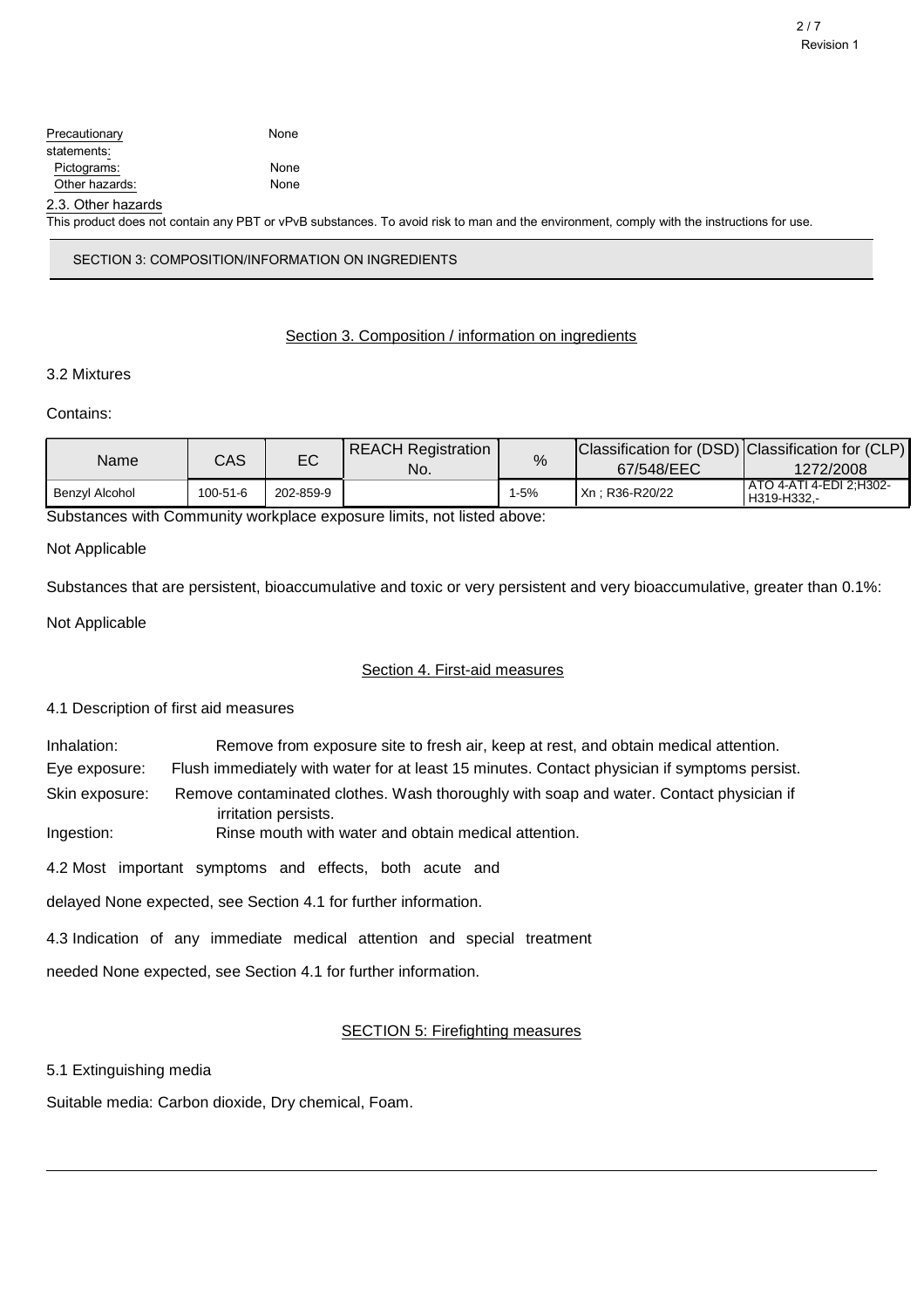| | |
|---|---|
| Precautionary statements: | None |
| Pictograms: | None |
| Other hazards: | None |

2.3. Other hazards

This product does not contain any PBT or vPvB substances. To avoid risk to man and the environment, comply with the instructions for use.

## SECTION 3: COMPOSITION/INFORMATION ON INGREDIENTS

### Section 3. Composition / information on ingredients

3.2 Mixtures

Contains:

| Name | CAS | EC | REACH Registration No. | % | Classification for (DSD) 67/548/EEC | Classification for (CLP) 1272/2008 |
|---|---|---|---|---|---|---|
| Benzyl Alcohol | 100-51-6 | 202-859-9 | | 1-5% | Xn ; R36-R20/22 | ATO 4-ATI 4-EDI 2;H302-H319-H332,- |

Substances with Community workplace exposure limits, not listed above:

Not Applicable

Substances that are persistent, bioaccumulative and toxic or very persistent and very bioaccumulative, greater than 0.1%:

Not Applicable

### Section 4. First-aid measures

4.1 Description of first aid measures

Inhalation: Remove from exposure site to fresh air, keep at rest, and obtain medical attention.

Eye exposure: Flush immediately with water for at least 15 minutes. Contact physician if symptoms persist.

Skin exposure: Remove contaminated clothes. Wash thoroughly with soap and water. Contact physician if irritation persists.

Ingestion: Rinse mouth with water and obtain medical attention.

4.2 Most important symptoms and effects, both acute and delayed None expected, see Section 4.1 for further information.

4.3 Indication of any immediate medical attention and special treatment needed None expected, see Section 4.1 for further information.

### SECTION 5: Firefighting measures

5.1 Extinguishing media

Suitable media: Carbon dioxide, Dry chemical, Foam.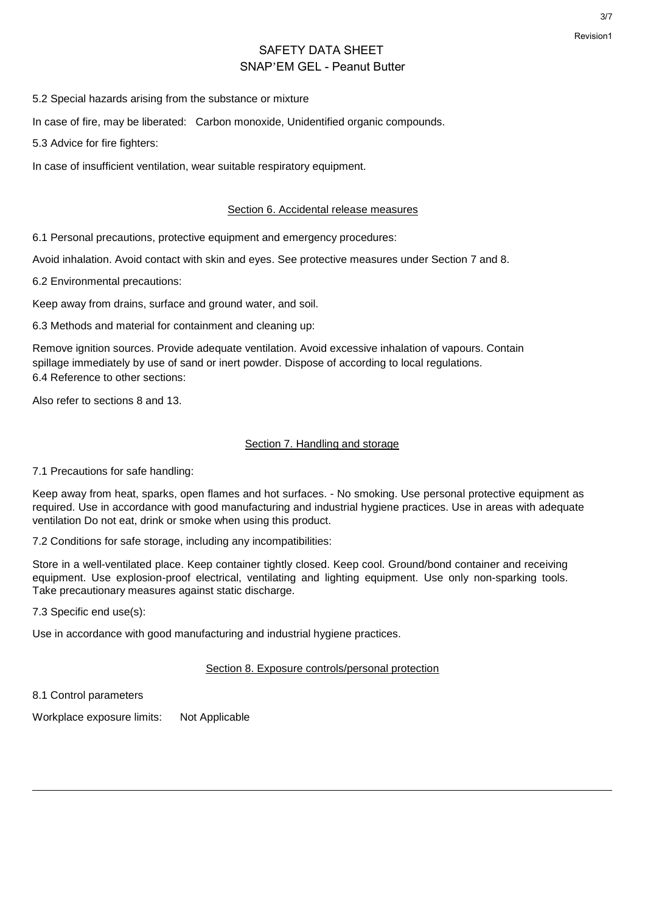5.2 Special hazards arising from the substance or mixture

In case of fire, may be liberated: Carbon monoxide, Unidentified organic compounds.

5.3 Advice for fire fighters:

In case of insufficient ventilation, wear suitable respiratory equipment.

## Section 6. Accidental release measures

6.1 Personal precautions, protective equipment and emergency procedures:

Avoid inhalation. Avoid contact with skin and eyes. See protective measures under Section 7 and 8.

6.2 Environmental precautions:

Keep away from drains, surface and ground water, and soil.

6.3 Methods and material for containment and cleaning up:

Remove ignition sources. Provide adequate ventilation. Avoid excessive inhalation of vapours. Contain spillage immediately by use of sand or inert powder. Dispose of according to local regulations.

6.4 Reference to other sections:

Also refer to sections 8 and 13.

## Section 7. Handling and storage

7.1 Precautions for safe handling:

Keep away from heat, sparks, open flames and hot surfaces. - No smoking. Use personal protective equipment as required. Use in accordance with good manufacturing and industrial hygiene practices. Use in areas with adequate ventilation Do not eat, drink or smoke when using this product.

7.2 Conditions for safe storage, including any incompatibilities:

Store in a well-ventilated place. Keep container tightly closed. Keep cool. Ground/bond container and receiving equipment. Use explosion-proof electrical, ventilating and lighting equipment. Use only non-sparking tools. Take precautionary measures against static discharge.

7.3 Specific end use(s):

Use in accordance with good manufacturing and industrial hygiene practices.

## Section 8. Exposure controls/personal protection

8.1 Control parameters

Workplace exposure limits: Not Applicable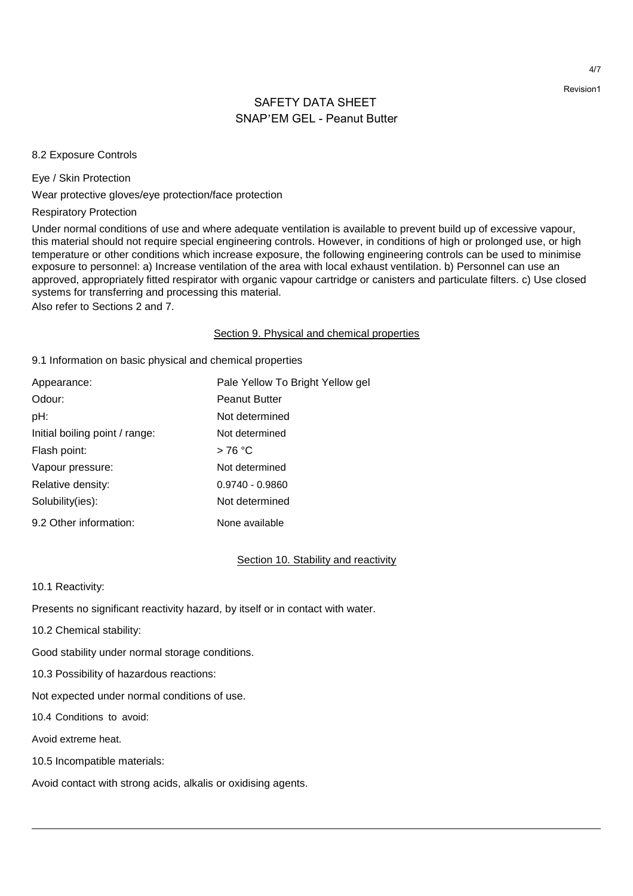8.2 Exposure Controls

Eye / Skin Protection

Wear protective gloves/eye protection/face protection

Respiratory Protection

Under normal conditions of use and where adequate ventilation is available to prevent build up of excessive vapour, this material should not require special engineering controls. However, in conditions of high or prolonged use, or high temperature or other conditions which increase exposure, the following engineering controls can be used to minimise exposure to personnel: a) Increase ventilation of the area with local exhaust ventilation. b) Personnel can use an approved, appropriately fitted respirator with organic vapour cartridge or canisters and particulate filters. c) Use closed systems for transferring and processing this material.

Also refer to Sections 2 and 7.

## Section 9. Physical and chemical properties

9.1 Information on basic physical and chemical properties

| | |
|---|---|
| Appearance: | Pale Yellow To Bright Yellow gel |
| Odour: | Peanut Butter |
| pH: | Not determined |
| Initial boiling point / range: | Not determined |
| Flash point: | > 76 °C |
| Vapour pressure: | Not determined |
| Relative density: | 0.9740 - 0.9860 |
| Solubility(ies): | Not determined |
| 9.2 Other information: | None available |

## Section 10. Stability and reactivity

10.1 Reactivity:

Presents no significant reactivity hazard, by itself or in contact with water.

10.2 Chemical stability:

Good stability under normal storage conditions.

10.3 Possibility of hazardous reactions:

Not expected under normal conditions of use.

10.4 Conditions to avoid:

Avoid extreme heat.

10.5 Incompatible materials:

Avoid contact with strong acids, alkalis or oxidising agents.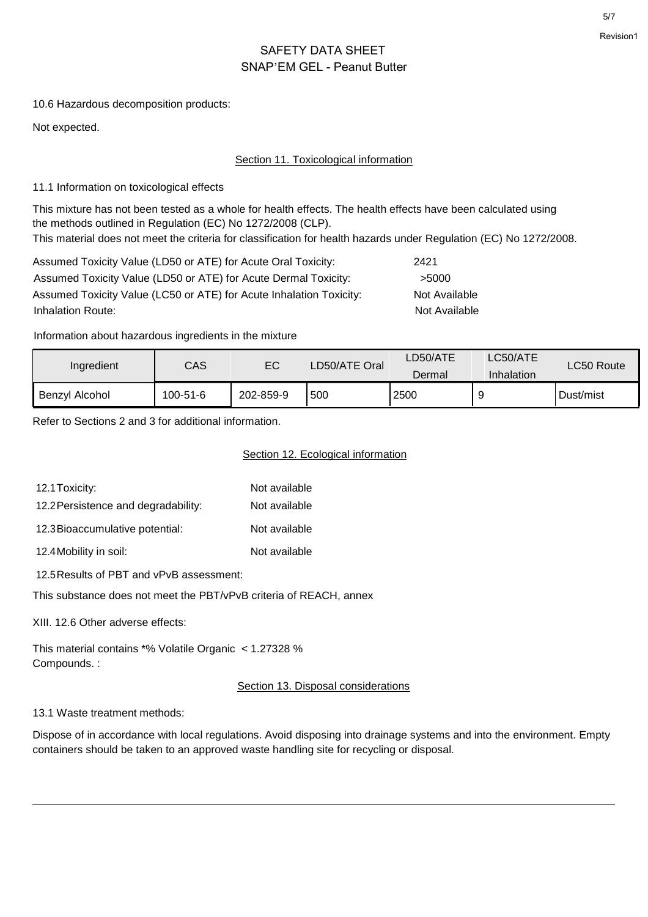10.6 Hazardous decomposition products:

Not expected.

## Section 11. Toxicological information

11.1 Information on toxicological effects

This mixture has not been tested as a whole for health effects. The health effects have been calculated using the methods outlined in Regulation (EC) No 1272/2008 (CLP).
This material does not meet the criteria for classification for health hazards under Regulation (EC) No 1272/2008.

| | |
|---|---|
| Assumed Toxicity Value (LD50 or ATE) for Acute Oral Toxicity: | 2421 |
| Assumed Toxicity Value (LD50 or ATE) for Acute Dermal Toxicity: | >5000 |
| Assumed Toxicity Value (LC50 or ATE) for Acute Inhalation Toxicity: | Not Available |
| Inhalation Route: | Not Available |

Information about hazardous ingredients in the mixture

| Ingredient | CAS | EC | LD50/ATE Oral | LD50/ATE Dermal | LC50/ATE Inhalation | LC50 Route |
|---|---|---|---|---|---|---|
| Benzyl Alcohol | 100-51-6 | 202-859-9 | 500 | 2500 | 9 | Dust/mist |

Refer to Sections 2 and 3 for additional information.

## Section 12. Ecological information

| | |
|---|---|
| 12.1 Toxicity: | Not available |
| 12.2 Persistence and degradability: | Not available |
| 12.3 Bioaccumulative potential: | Not available |
| 12.4 Mobility in soil: | Not available |

12.5 Results of PBT and vPvB assessment:

This substance does not meet the PBT/vPvB criteria of REACH, annex

XIII. 12.6 Other adverse effects:

This material contains *% Volatile Organic Compounds. : < 1.27328 %

## Section 13. Disposal considerations

13.1 Waste treatment methods:

Dispose of in accordance with local regulations. Avoid disposing into drainage systems and into the environment. Empty containers should be taken to an approved waste handling site for recycling or disposal.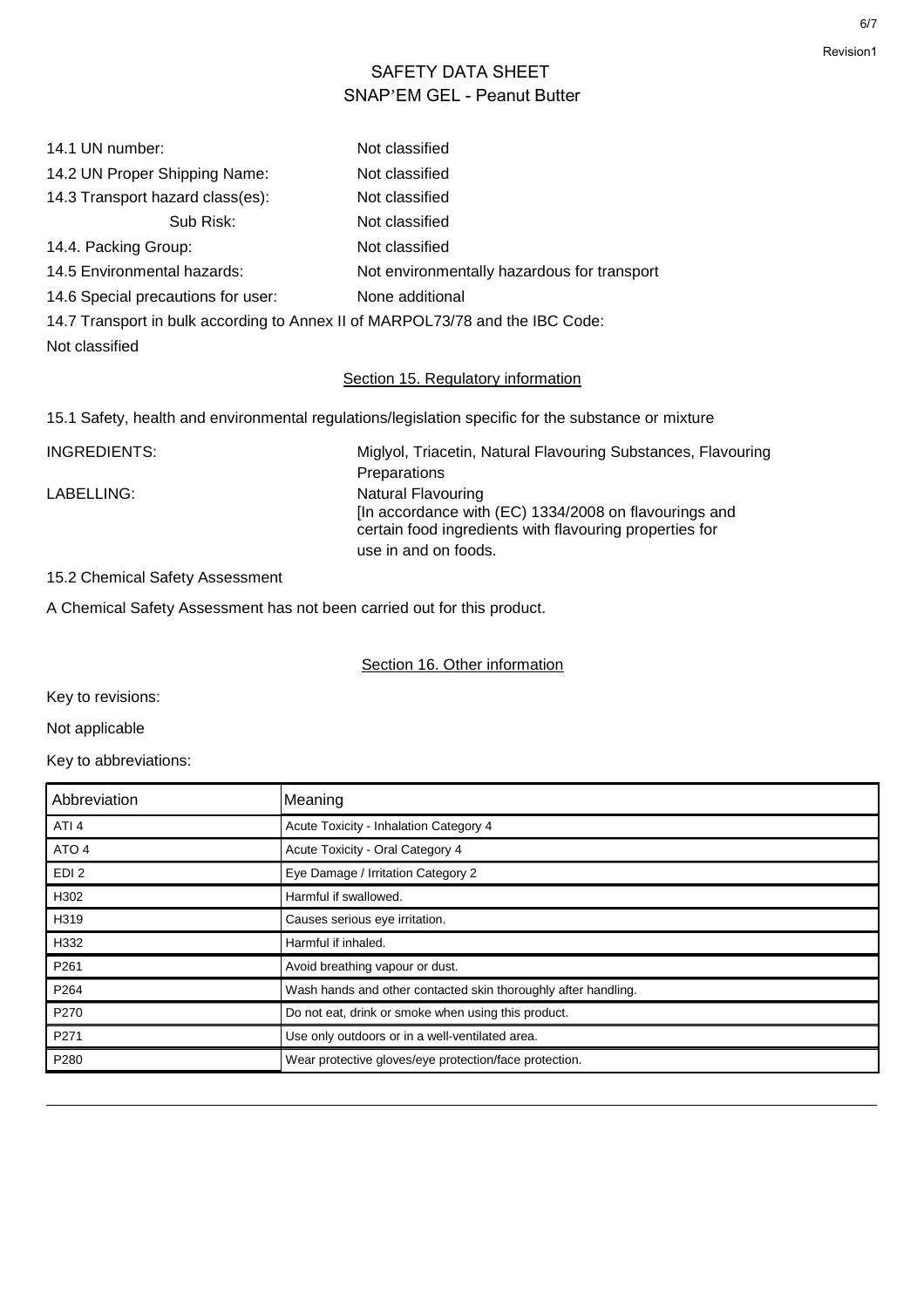| | |
|---|---|
| 14.1 UN number: | Not classified |
| 14.2 UN Proper Shipping Name: | Not classified |
| 14.3 Transport hazard class(es): | Not classified |
| Sub Risk: | Not classified |
| 14.4. Packing Group: | Not classified |
| 14.5 Environmental hazards: | Not environmentally hazardous for transport |
| 14.6 Special precautions for user: | None additional |

14.7 Transport in bulk according to Annex II of MARPOL73/78 and the IBC Code:

Not classified

## Section 15. Regulatory information

15.1 Safety, health and environmental regulations/legislation specific for the substance or mixture

| | |
|---|---|
| INGREDIENTS: | Miglyol, Triacetin, Natural Flavouring Substances, Flavouring Preparations |
| LABELLING: | Natural Flavouring [In accordance with (EC) 1334/2008 on flavourings and certain food ingredients with flavouring properties for use in and on foods. |

15.2 Chemical Safety Assessment

A Chemical Safety Assessment has not been carried out for this product.

## Section 16. Other information

Key to revisions:

Not applicable

Key to abbreviations:

| Abbreviation | Meaning |
|---|---|
| ATI 4 | Acute Toxicity - Inhalation Category 4 |
| ATO 4 | Acute Toxicity - Oral Category 4 |
| EDI 2 | Eye Damage / Irritation Category 2 |
| H302 | Harmful if swallowed. |
| H319 | Causes serious eye irritation. |
| H332 | Harmful if inhaled. |
| P261 | Avoid breathing vapour or dust. |
| P264 | Wash hands and other contacted skin thoroughly after handling. |
| P270 | Do not eat, drink or smoke when using this product. |
| P271 | Use only outdoors or in a well-ventilated area. |
| P280 | Wear protective gloves/eye protection/face protection. |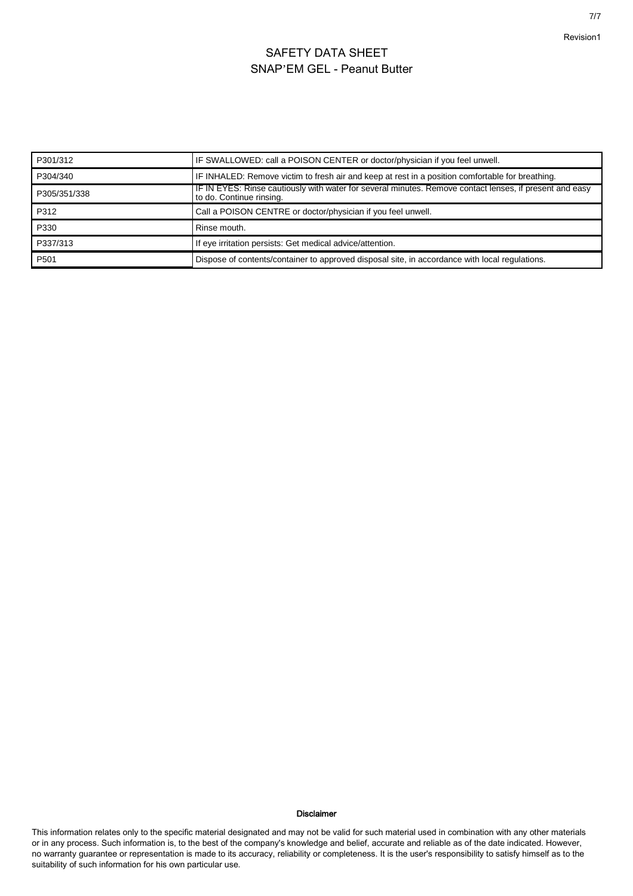| | |
|---|---|
| P301/312 | IF SWALLOWED: call a POISON CENTER or doctor/physician if you feel unwell. |
| P304/340 | IF INHALED: Remove victim to fresh air and keep at rest in a position comfortable for breathing. |
| P305/351/338 | IF IN EYES: Rinse cautiously with water for several minutes. Remove contact lenses, if present and easy to do. Continue rinsing. |
| P312 | Call a POISON CENTRE or doctor/physician if you feel unwell. |
| P330 | Rinse mouth. |
| P337/313 | If eye irritation persists: Get medical advice/attention. |
| P501 | Dispose of contents/container to approved disposal site, in accordance with local regulations. |

**Disclaimer**

This information relates only to the specific material designated and may not be valid for such material used in combination with any other materials or in any process. Such information is, to the best of the company's knowledge and belief, accurate and reliable as of the date indicated. However, no warranty guarantee or representation is made to its accuracy, reliability or completeness. It is the user's responsibility to satisfy himself as to the suitability of such information for his own particular use.